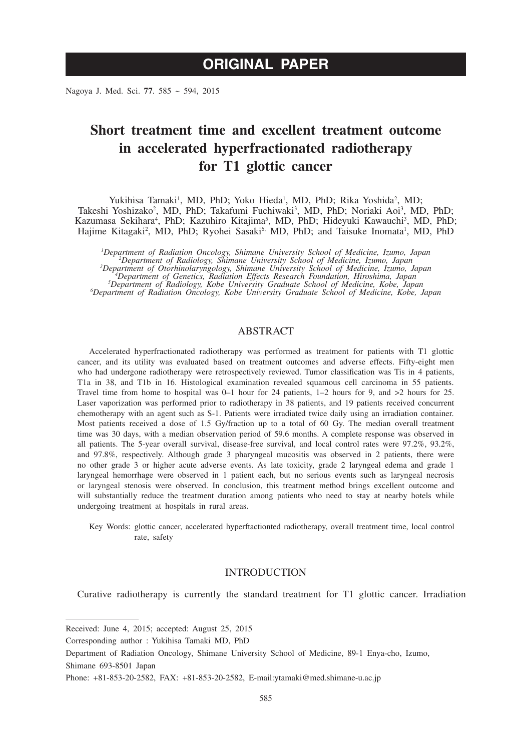# ORIGINAL PAPER

# Short treatment time and excellent treatment outcome in accelerated hyperfractionated radiotherapy for T1 glottic cancer

Yukihisa Tamaki[1], MD, PhD; Yoko Hieda[1], MD, PhD; Rika Yoshida[2], MD; Takeshi Yoshizako[2], MD, PhD; Takafumi Fuchiwaki[3], MD, PhD; Noriaki Aoi[3], MD, PhD; Kazumasa Sekihara[4], PhD; Kazuhiro Kitajima[5], MD, PhD; Hideyuki Kawauchi[3], MD, PhD; Hajime Kitagaki[2], MD, PhD; Ryohei Sasaki[6], MD, PhD; and Taisuke Inomata[1], MD, PhD

[1]*Department of Radiation Oncology, Shimane University School of Medicine, Izumo, Japan*
[2]*Department of Radiology, Shimane University School of Medicine, Izumo, Japan*
[3]*Department of Otorhinolaryngology, Shimane University School of Medicine, Izumo, Japan*
[4]*Department of Genetics, Radiation Effects Research Foundation, Hiroshima, Japan*
[5]*Department of Radiology, Kobe University Graduate School of Medicine, Kobe, Japan*
[6]*Department of Radiation Oncology, Kobe University Graduate School of Medicine, Kobe, Japan*

## ABSTRACT

Accelerated hyperfractionated radiotherapy was performed as treatment for patients with T1 glottic cancer, and its utility was evaluated based on treatment outcomes and adverse effects. Fifty-eight men who had undergone radiotherapy were retrospectively reviewed. Tumor classification was Tis in 4 patients, T1a in 38, and T1b in 16. Histological examination revealed squamous cell carcinoma in 55 patients. Travel time from home to hospital was 0–1 hour for 24 patients, 1–2 hours for 9, and >2 hours for 25. Laser vaporization was performed prior to radiotherapy in 38 patients, and 19 patients received concurrent chemotherapy with an agent such as S-1. Patients were irradiated twice daily using an irradiation container. Most patients received a dose of 1.5 Gy/fraction up to a total of 60 Gy. The median overall treatment time was 30 days, with a median observation period of 59.6 months. A complete response was observed in all patients. The 5-year overall survival, disease-free survival, and local control rates were 97.2%, 93.2%, and 97.8%, respectively. Although grade 3 pharyngeal mucositis was observed in 2 patients, there were no other grade 3 or higher acute adverse events. As late toxicity, grade 2 laryngeal edema and grade 1 laryngeal hemorrhage were observed in 1 patient each, but no serious events such as laryngeal necrosis or laryngeal stenosis were observed. In conclusion, this treatment method brings excellent outcome and will substantially reduce the treatment duration among patients who need to stay at nearby hotels while undergoing treatment at hospitals in rural areas.

Key Words: glottic cancer, accelerated hyperftactionted radiotherapy, overall treatment time, local control rate, safety

## INTRODUCTION

Curative radiotherapy is currently the standard treatment for T1 glottic cancer. Irradiation

---

Received: June 4, 2015; accepted: August 25, 2015

Corresponding author : Yukihisa Tamaki MD, PhD

Department of Radiation Oncology, Shimane University School of Medicine, 89-1 Enya-cho, Izumo, Shimane 693-8501 Japan

Phone: +81-853-20-2582, FAX: +81-853-20-2582, E-mail:ytamaki@med.shimane-u.ac.jp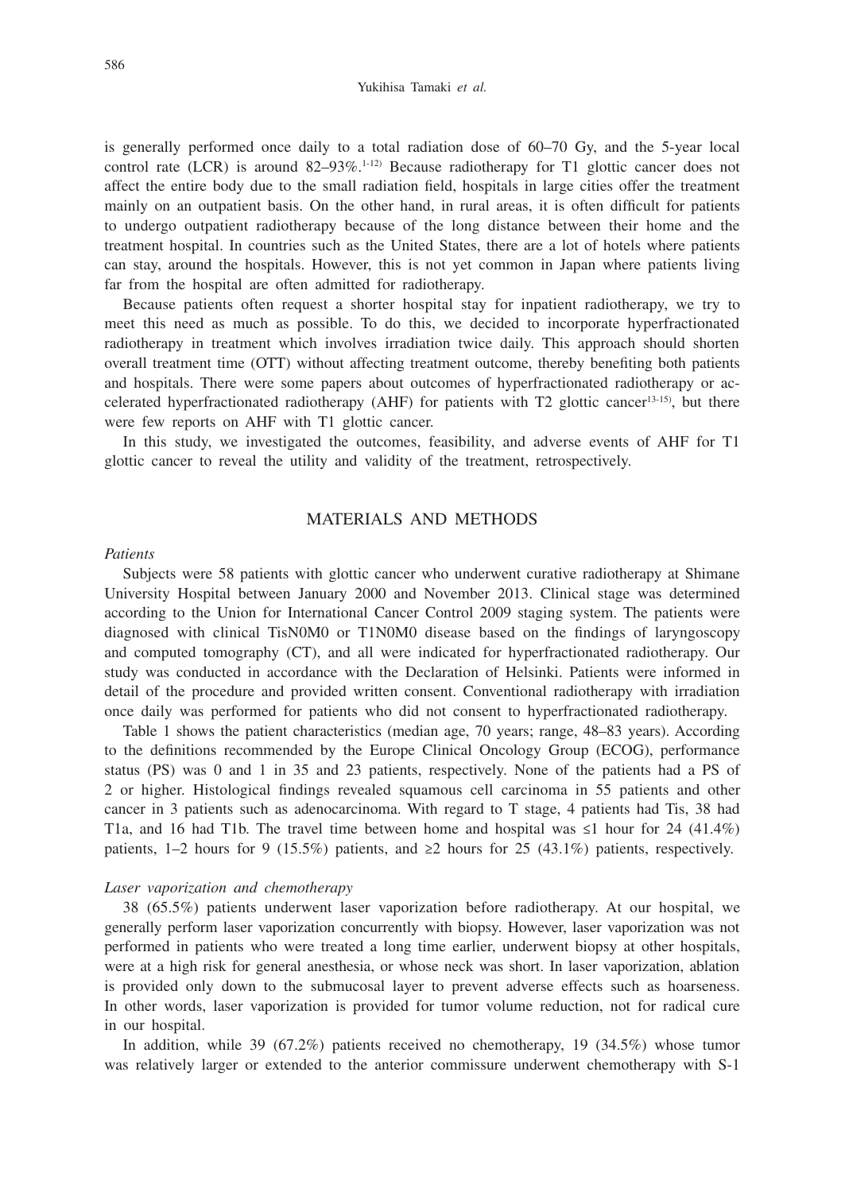is generally performed once daily to a total radiation dose of 60–70 Gy, and the 5-year local control rate (LCR) is around 82–93%.[1-12] Because radiotherapy for T1 glottic cancer does not affect the entire body due to the small radiation field, hospitals in large cities offer the treatment mainly on an outpatient basis. On the other hand, in rural areas, it is often difficult for patients to undergo outpatient radiotherapy because of the long distance between their home and the treatment hospital. In countries such as the United States, there are a lot of hotels where patients can stay, around the hospitals. However, this is not yet common in Japan where patients living far from the hospital are often admitted for radiotherapy.

Because patients often request a shorter hospital stay for inpatient radiotherapy, we try to meet this need as much as possible. To do this, we decided to incorporate hyperfractionated radiotherapy in treatment which involves irradiation twice daily. This approach should shorten overall treatment time (OTT) without affecting treatment outcome, thereby benefiting both patients and hospitals. There were some papers about outcomes of hyperfractionated radiotherapy or accelerated hyperfractionated radiotherapy (AHF) for patients with T2 glottic cancer[13-15], but there were few reports on AHF with T1 glottic cancer.

In this study, we investigated the outcomes, feasibility, and adverse events of AHF for T1 glottic cancer to reveal the utility and validity of the treatment, retrospectively.

## MATERIALS AND METHODS

### *Patients*

Subjects were 58 patients with glottic cancer who underwent curative radiotherapy at Shimane University Hospital between January 2000 and November 2013. Clinical stage was determined according to the Union for International Cancer Control 2009 staging system. The patients were diagnosed with clinical TisN0M0 or T1N0M0 disease based on the findings of laryngoscopy and computed tomography (CT), and all were indicated for hyperfractionated radiotherapy. Our study was conducted in accordance with the Declaration of Helsinki. Patients were informed in detail of the procedure and provided written consent. Conventional radiotherapy with irradiation once daily was performed for patients who did not consent to hyperfractionated radiotherapy.

Table 1 shows the patient characteristics (median age, 70 years; range, 48–83 years). According to the definitions recommended by the Europe Clinical Oncology Group (ECOG), performance status (PS) was 0 and 1 in 35 and 23 patients, respectively. None of the patients had a PS of 2 or higher. Histological findings revealed squamous cell carcinoma in 55 patients and other cancer in 3 patients such as adenocarcinoma. With regard to T stage, 4 patients had Tis, 38 had T1a, and 16 had T1b. The travel time between home and hospital was ≤1 hour for 24 (41.4%) patients, 1–2 hours for 9 (15.5%) patients, and ≥2 hours for 25 (43.1%) patients, respectively.

### *Laser vaporization and chemotherapy*

38 (65.5%) patients underwent laser vaporization before radiotherapy. At our hospital, we generally perform laser vaporization concurrently with biopsy. However, laser vaporization was not performed in patients who were treated a long time earlier, underwent biopsy at other hospitals, were at a high risk for general anesthesia, or whose neck was short. In laser vaporization, ablation is provided only down to the submucosal layer to prevent adverse effects such as hoarseness. In other words, laser vaporization is provided for tumor volume reduction, not for radical cure in our hospital.

In addition, while 39 (67.2%) patients received no chemotherapy, 19 (34.5%) whose tumor was relatively larger or extended to the anterior commissure underwent chemotherapy with S-1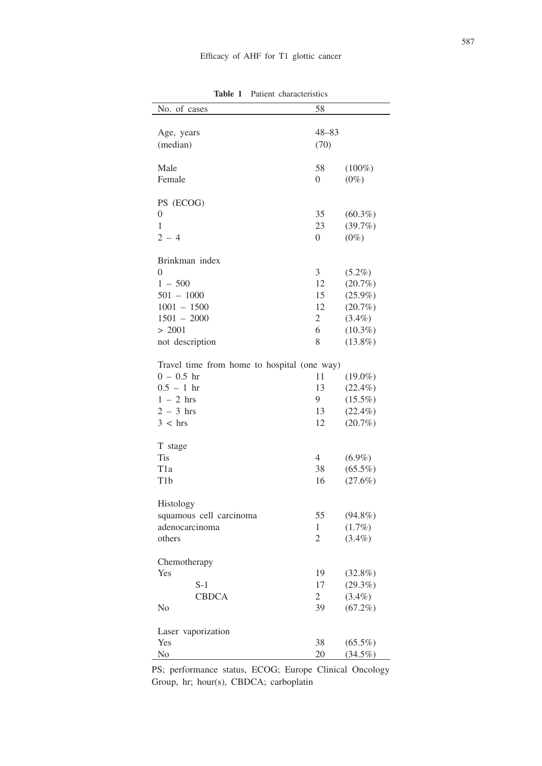**Table 1** Patient characteristics

| No. of cases | 58 | |
|---|---|---|
| Age, years | 48–83 | |
| (median) | (70) | |
| Male | 58 | (100%) |
| Female | 0 | (0%) |
| PS (ECOG) | | |
| 0 | 35 | (60.3%) |
| 1 | 23 | (39.7%) |
| 2 – 4 | 0 | (0%) |
| Brinkman index | | |
| 0 | 3 | (5.2%) |
| 1 – 500 | 12 | (20.7%) |
| 501 – 1000 | 15 | (25.9%) |
| 1001 – 1500 | 12 | (20.7%) |
| 1501 – 2000 | 2 | (3.4%) |
| > 2001 | 6 | (10.3%) |
| not description | 8 | (13.8%) |
| Travel time from home to hospital (one way) | | |
| 0 – 0.5 hr | 11 | (19.0%) |
| 0.5 – 1 hr | 13 | (22.4%) |
| 1 – 2 hrs | 9 | (15.5%) |
| 2 – 3 hrs | 13 | (22.4%) |
| 3 < hrs | 12 | (20.7%) |
| T stage | | |
| Tis | 4 | (6.9%) |
| T1a | 38 | (65.5%) |
| T1b | 16 | (27.6%) |
| Histology | | |
| squamous cell carcinoma | 55 | (94.8%) |
| adenocarcinoma | 1 | (1.7%) |
| others | 2 | (3.4%) |
| Chemotherapy | | |
| Yes | 19 | (32.8%) |
| S-1 | 17 | (29.3%) |
| CBDCA | 2 | (3.4%) |
| No | 39 | (67.2%) |
| Laser vaporization | | |
| Yes | 38 | (65.5%) |
| No | 20 | (34.5%) |

PS; performance status, ECOG; Europe Clinical Oncology Group, hr; hour(s), CBDCA; carboplatin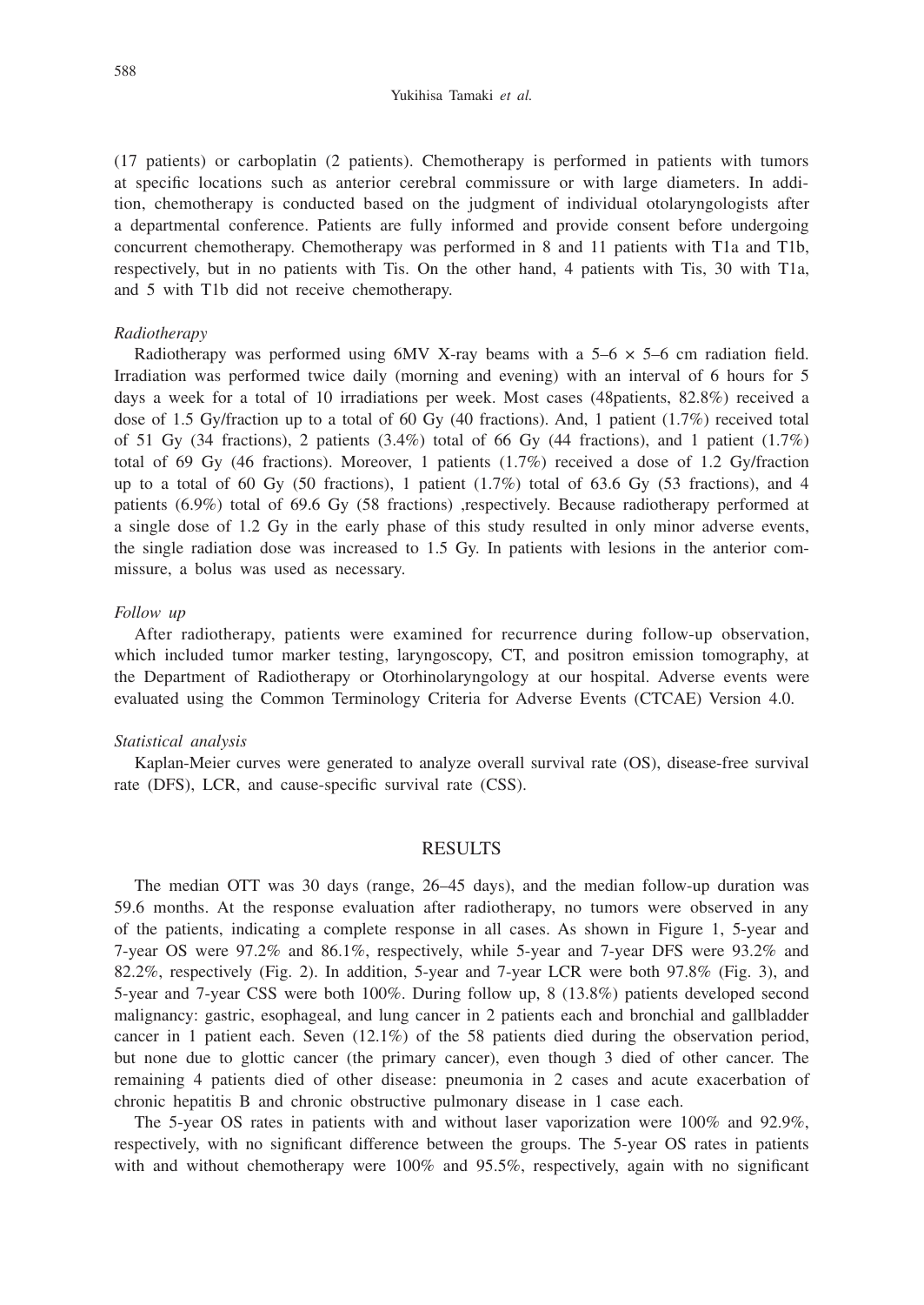(17 patients) or carboplatin (2 patients). Chemotherapy is performed in patients with tumors at specific locations such as anterior cerebral commissure or with large diameters. In addition, chemotherapy is conducted based on the judgment of individual otolaryngologists after a departmental conference. Patients are fully informed and provide consent before undergoing concurrent chemotherapy. Chemotherapy was performed in 8 and 11 patients with T1a and T1b, respectively, but in no patients with Tis. On the other hand, 4 patients with Tis, 30 with T1a, and 5 with T1b did not receive chemotherapy.

*Radiotherapy*

Radiotherapy was performed using 6MV X-ray beams with a 5–6 × 5–6 cm radiation field. Irradiation was performed twice daily (morning and evening) with an interval of 6 hours for 5 days a week for a total of 10 irradiations per week. Most cases (48patients, 82.8%) received a dose of 1.5 Gy/fraction up to a total of 60 Gy (40 fractions). And, 1 patient (1.7%) received total of 51 Gy (34 fractions), 2 patients (3.4%) total of 66 Gy (44 fractions), and 1 patient (1.7%) total of 69 Gy (46 fractions). Moreover, 1 patients (1.7%) received a dose of 1.2 Gy/fraction up to a total of 60 Gy (50 fractions), 1 patient (1.7%) total of 63.6 Gy (53 fractions), and 4 patients (6.9%) total of 69.6 Gy (58 fractions) ,respectively. Because radiotherapy performed at a single dose of 1.2 Gy in the early phase of this study resulted in only minor adverse events, the single radiation dose was increased to 1.5 Gy. In patients with lesions in the anterior commissure, a bolus was used as necessary.

*Follow up*

After radiotherapy, patients were examined for recurrence during follow-up observation, which included tumor marker testing, laryngoscopy, CT, and positron emission tomography, at the Department of Radiotherapy or Otorhinolaryngology at our hospital. Adverse events were evaluated using the Common Terminology Criteria for Adverse Events (CTCAE) Version 4.0.

*Statistical analysis*

Kaplan-Meier curves were generated to analyze overall survival rate (OS), disease-free survival rate (DFS), LCR, and cause-specific survival rate (CSS).

## RESULTS

The median OTT was 30 days (range, 26–45 days), and the median follow-up duration was 59.6 months. At the response evaluation after radiotherapy, no tumors were observed in any of the patients, indicating a complete response in all cases. As shown in Figure 1, 5-year and 7-year OS were 97.2% and 86.1%, respectively, while 5-year and 7-year DFS were 93.2% and 82.2%, respectively (Fig. 2). In addition, 5-year and 7-year LCR were both 97.8% (Fig. 3), and 5-year and 7-year CSS were both 100%. During follow up, 8 (13.8%) patients developed second malignancy: gastric, esophageal, and lung cancer in 2 patients each and bronchial and gallbladder cancer in 1 patient each. Seven (12.1%) of the 58 patients died during the observation period, but none due to glottic cancer (the primary cancer), even though 3 died of other cancer. The remaining 4 patients died of other disease: pneumonia in 2 cases and acute exacerbation of chronic hepatitis B and chronic obstructive pulmonary disease in 1 case each.

The 5-year OS rates in patients with and without laser vaporization were 100% and 92.9%, respectively, with no significant difference between the groups. The 5-year OS rates in patients with and without chemotherapy were 100% and 95.5%, respectively, again with no significant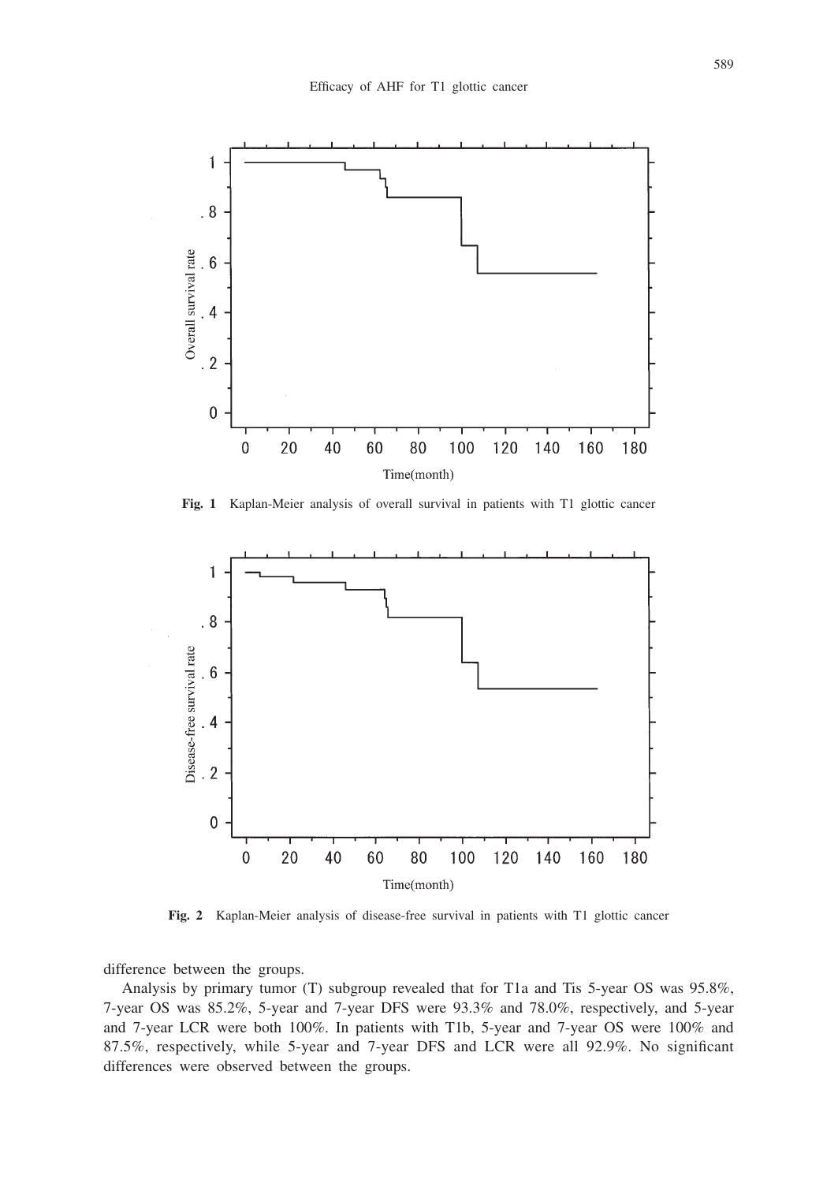Fig. 1 Kaplan-Meier analysis of overall survival in patients with T1 glottic cancer

Fig. 2 Kaplan-Meier analysis of disease-free survival in patients with T1 glottic cancer

difference between the groups.

Analysis by primary tumor (T) subgroup revealed that for T1a and Tis 5-year OS was 95.8%, 7-year OS was 85.2%, 5-year and 7-year DFS were 93.3% and 78.0%, respectively, and 5-year and 7-year LCR were both 100%. In patients with T1b, 5-year and 7-year OS were 100% and 87.5%, respectively, while 5-year and 7-year DFS and LCR were all 92.9%. No significant differences were observed between the groups.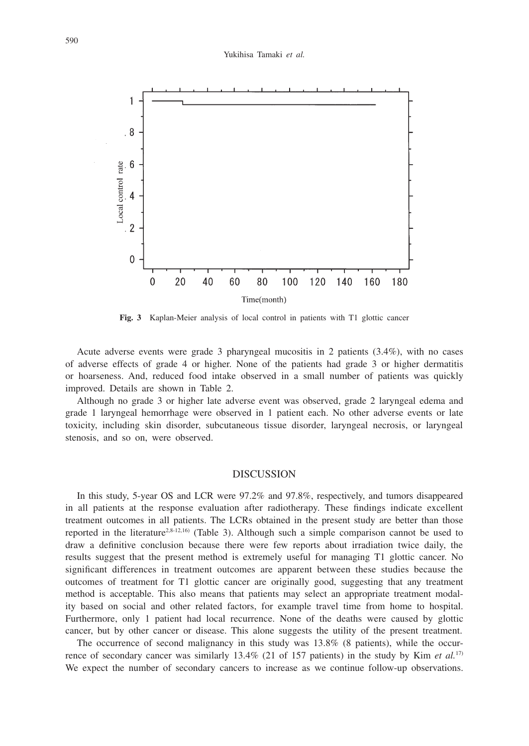**Fig. 3** Kaplan-Meier analysis of local control in patients with T1 glottic cancer

Acute adverse events were grade 3 pharyngeal mucositis in 2 patients (3.4%), with no cases of adverse effects of grade 4 or higher. None of the patients had grade 3 or higher dermatitis or hoarseness. And, reduced food intake observed in a small number of patients was quickly improved. Details are shown in Table 2.

Although no grade 3 or higher late adverse event was observed, grade 2 laryngeal edema and grade 1 laryngeal hemorrhage were observed in 1 patient each. No other adverse events or late toxicity, including skin disorder, subcutaneous tissue disorder, laryngeal necrosis, or laryngeal stenosis, and so on, were observed.

## DISCUSSION

In this study, 5-year OS and LCR were 97.2% and 97.8%, respectively, and tumors disappeared in all patients at the response evaluation after radiotherapy. These findings indicate excellent treatment outcomes in all patients. The LCRs obtained in the present study are better than those reported in the literature[2,8-12,16] (Table 3). Although such a simple comparison cannot be used to draw a definitive conclusion because there were few reports about irradiation twice daily, the results suggest that the present method is extremely useful for managing T1 glottic cancer. No significant differences in treatment outcomes are apparent between these studies because the outcomes of treatment for T1 glottic cancer are originally good, suggesting that any treatment method is acceptable. This also means that patients may select an appropriate treatment modality based on social and other related factors, for example travel time from home to hospital. Furthermore, only 1 patient had local recurrence. None of the deaths were caused by glottic cancer, but by other cancer or disease. This alone suggests the utility of the present treatment.

The occurrence of second malignancy in this study was 13.8% (8 patients), while the occurrence of secondary cancer was similarly 13.4% (21 of 157 patients) in the study by Kim *et al.*[17] We expect the number of secondary cancers to increase as we continue follow-up observations.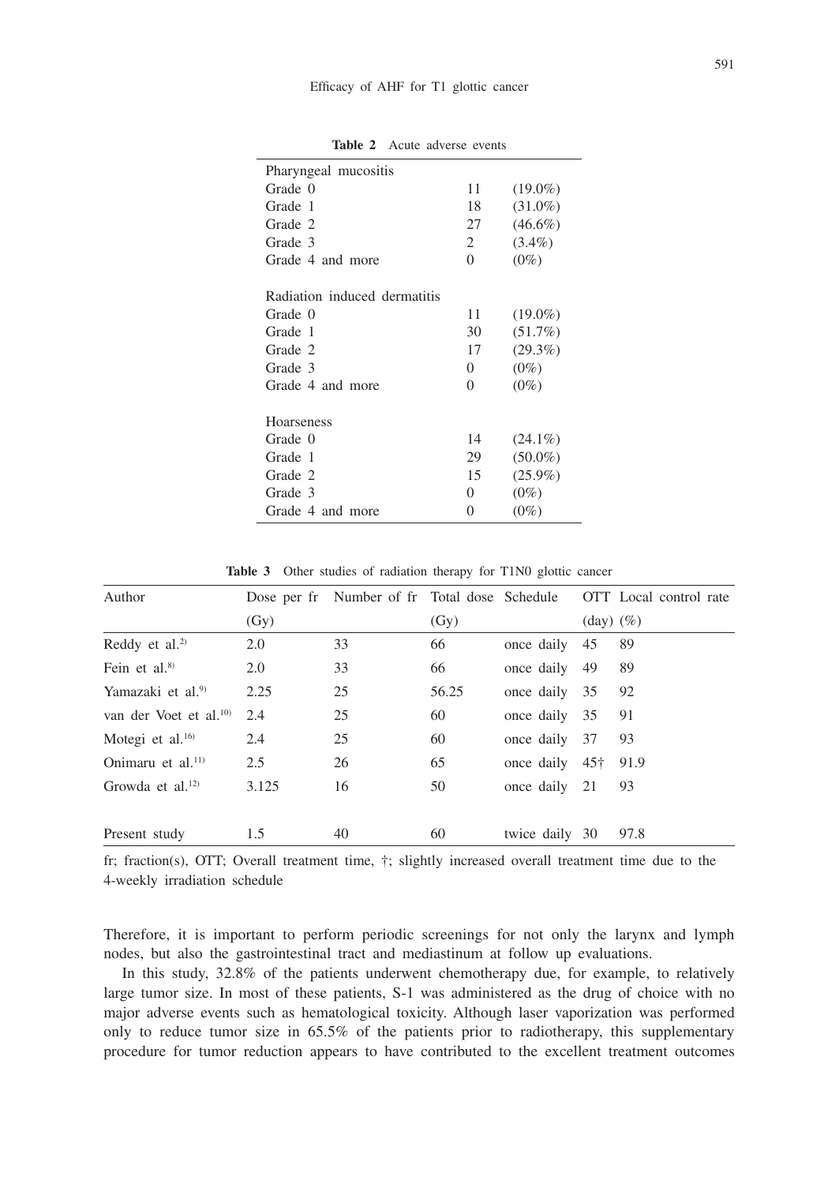**Table 2** Acute adverse events

| | | |
|---|---|---|
| Pharyngeal mucositis | | |
| Grade 0 | 11 | (19.0%) |
| Grade 1 | 18 | (31.0%) |
| Grade 2 | 27 | (46.6%) |
| Grade 3 | 2 | (3.4%) |
| Grade 4 and more | 0 | (0%) |
| Radiation induced dermatitis | | |
| Grade 0 | 11 | (19.0%) |
| Grade 1 | 30 | (51.7%) |
| Grade 2 | 17 | (29.3%) |
| Grade 3 | 0 | (0%) |
| Grade 4 and more | 0 | (0%) |
| Hoarseness | | |
| Grade 0 | 14 | (24.1%) |
| Grade 1 | 29 | (50.0%) |
| Grade 2 | 15 | (25.9%) |
| Grade 3 | 0 | (0%) |
| Grade 4 and more | 0 | (0%) |

**Table 3** Other studies of radiation therapy for T1N0 glottic cancer

| Author | Dose per fr (Gy) | Number of fr | Total dose (Gy) | Schedule | OTT (day) | Local control rate (%) |
|---|---|---|---|---|---|---|
| Reddy et al.[2] | 2.0 | 33 | 66 | once daily | 45 | 89 |
| Fein et al.[8] | 2.0 | 33 | 66 | once daily | 49 | 89 |
| Yamazaki et al.[9] | 2.25 | 25 | 56.25 | once daily | 35 | 92 |
| van der Voet et al.[10] | 2.4 | 25 | 60 | once daily | 35 | 91 |
| Motegi et al.[16] | 2.4 | 25 | 60 | once daily | 37 | 93 |
| Onimaru et al.[11] | 2.5 | 26 | 65 | once daily | 45† | 91.9 |
| Growda et al.[12] | 3.125 | 16 | 50 | once daily | 21 | 93 |
| Present study | 1.5 | 40 | 60 | twice daily | 30 | 97.8 |

fr; fraction(s), OTT; Overall treatment time, †; slightly increased overall treatment time due to the 4-weekly irradiation schedule

Therefore, it is important to perform periodic screenings for not only the larynx and lymph nodes, but also the gastrointestinal tract and mediastinum at follow up evaluations.

In this study, 32.8% of the patients underwent chemotherapy due, for example, to relatively large tumor size. In most of these patients, S-1 was administered as the drug of choice with no major adverse events such as hematological toxicity. Although laser vaporization was performed only to reduce tumor size in 65.5% of the patients prior to radiotherapy, this supplementary procedure for tumor reduction appears to have contributed to the excellent treatment outcomes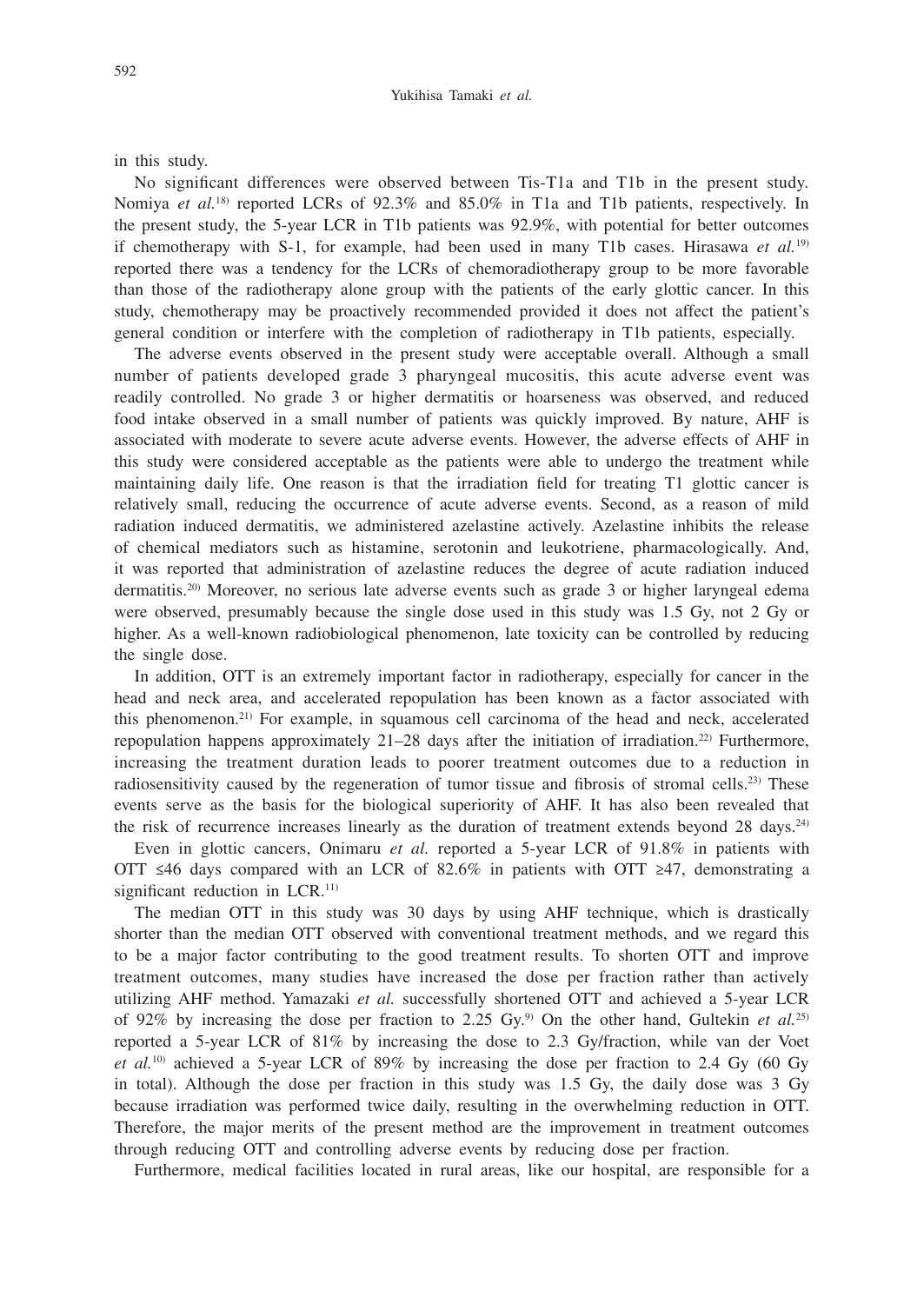in this study.

No significant differences were observed between Tis-T1a and T1b in the present study. Nomiya *et al.*[18] reported LCRs of 92.3% and 85.0% in T1a and T1b patients, respectively. In the present study, the 5-year LCR in T1b patients was 92.9%, with potential for better outcomes if chemotherapy with S-1, for example, had been used in many T1b cases. Hirasawa *et al.*[19] reported there was a tendency for the LCRs of chemoradiotherapy group to be more favorable than those of the radiotherapy alone group with the patients of the early glottic cancer. In this study, chemotherapy may be proactively recommended provided it does not affect the patient's general condition or interfere with the completion of radiotherapy in T1b patients, especially.

The adverse events observed in the present study were acceptable overall. Although a small number of patients developed grade 3 pharyngeal mucositis, this acute adverse event was readily controlled. No grade 3 or higher dermatitis or hoarseness was observed, and reduced food intake observed in a small number of patients was quickly improved. By nature, AHF is associated with moderate to severe acute adverse events. However, the adverse effects of AHF in this study were considered acceptable as the patients were able to undergo the treatment while maintaining daily life. One reason is that the irradiation field for treating T1 glottic cancer is relatively small, reducing the occurrence of acute adverse events. Second, as a reason of mild radiation induced dermatitis, we administered azelastine actively. Azelastine inhibits the release of chemical mediators such as histamine, serotonin and leukotriene, pharmacologically. And, it was reported that administration of azelastine reduces the degree of acute radiation induced dermatitis.[20] Moreover, no serious late adverse events such as grade 3 or higher laryngeal edema were observed, presumably because the single dose used in this study was 1.5 Gy, not 2 Gy or higher. As a well-known radiobiological phenomenon, late toxicity can be controlled by reducing the single dose.

In addition, OTT is an extremely important factor in radiotherapy, especially for cancer in the head and neck area, and accelerated repopulation has been known as a factor associated with this phenomenon.[21] For example, in squamous cell carcinoma of the head and neck, accelerated repopulation happens approximately 21–28 days after the initiation of irradiation.[22] Furthermore, increasing the treatment duration leads to poorer treatment outcomes due to a reduction in radiosensitivity caused by the regeneration of tumor tissue and fibrosis of stromal cells.[23] These events serve as the basis for the biological superiority of AHF. It has also been revealed that the risk of recurrence increases linearly as the duration of treatment extends beyond 28 days.[24]

Even in glottic cancers, Onimaru *et al.* reported a 5-year LCR of 91.8% in patients with OTT ≤46 days compared with an LCR of 82.6% in patients with OTT ≥47, demonstrating a significant reduction in LCR.[11]

The median OTT in this study was 30 days by using AHF technique, which is drastically shorter than the median OTT observed with conventional treatment methods, and we regard this to be a major factor contributing to the good treatment results. To shorten OTT and improve treatment outcomes, many studies have increased the dose per fraction rather than actively utilizing AHF method. Yamazaki *et al.* successfully shortened OTT and achieved a 5-year LCR of 92% by increasing the dose per fraction to 2.25 Gy.[9] On the other hand, Gultekin *et al.*[25] reported a 5-year LCR of 81% by increasing the dose to 2.3 Gy/fraction, while van der Voet *et al.*[10] achieved a 5-year LCR of 89% by increasing the dose per fraction to 2.4 Gy (60 Gy in total). Although the dose per fraction in this study was 1.5 Gy, the daily dose was 3 Gy because irradiation was performed twice daily, resulting in the overwhelming reduction in OTT. Therefore, the major merits of the present method are the improvement in treatment outcomes through reducing OTT and controlling adverse events by reducing dose per fraction.

Furthermore, medical facilities located in rural areas, like our hospital, are responsible for a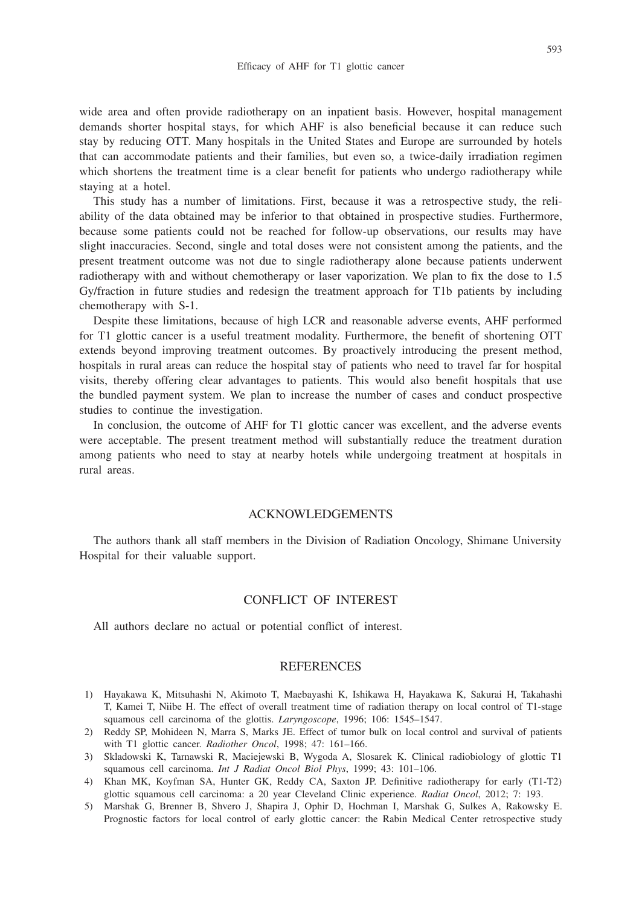wide area and often provide radiotherapy on an inpatient basis. However, hospital management demands shorter hospital stays, for which AHF is also beneficial because it can reduce such stay by reducing OTT. Many hospitals in the United States and Europe are surrounded by hotels that can accommodate patients and their families, but even so, a twice-daily irradiation regimen which shortens the treatment time is a clear benefit for patients who undergo radiotherapy while staying at a hotel.

This study has a number of limitations. First, because it was a retrospective study, the reliability of the data obtained may be inferior to that obtained in prospective studies. Furthermore, because some patients could not be reached for follow-up observations, our results may have slight inaccuracies. Second, single and total doses were not consistent among the patients, and the present treatment outcome was not due to single radiotherapy alone because patients underwent radiotherapy with and without chemotherapy or laser vaporization. We plan to fix the dose to 1.5 Gy/fraction in future studies and redesign the treatment approach for T1b patients by including chemotherapy with S-1.

Despite these limitations, because of high LCR and reasonable adverse events, AHF performed for T1 glottic cancer is a useful treatment modality. Furthermore, the benefit of shortening OTT extends beyond improving treatment outcomes. By proactively introducing the present method, hospitals in rural areas can reduce the hospital stay of patients who need to travel far for hospital visits, thereby offering clear advantages to patients. This would also benefit hospitals that use the bundled payment system. We plan to increase the number of cases and conduct prospective studies to continue the investigation.

In conclusion, the outcome of AHF for T1 glottic cancer was excellent, and the adverse events were acceptable. The present treatment method will substantially reduce the treatment duration among patients who need to stay at nearby hotels while undergoing treatment at hospitals in rural areas.

## ACKNOWLEDGEMENTS

The authors thank all staff members in the Division of Radiation Oncology, Shimane University Hospital for their valuable support.

## CONFLICT OF INTEREST

All authors declare no actual or potential conflict of interest.

## REFERENCES

1) Hayakawa K, Mitsuhashi N, Akimoto T, Maebayashi K, Ishikawa H, Hayakawa K, Sakurai H, Takahashi T, Kamei T, Niibe H. The effect of overall treatment time of radiation therapy on local control of T1-stage squamous cell carcinoma of the glottis. *Laryngoscope*, 1996; 106: 1545–1547.
2) Reddy SP, Mohideen N, Marra S, Marks JE. Effect of tumor bulk on local control and survival of patients with T1 glottic cancer. *Radiother Oncol*, 1998; 47: 161–166.
3) Skladowski K, Tarnawski R, Maciejewski B, Wygoda A, Slosarek K. Clinical radiobiology of glottic T1 squamous cell carcinoma. *Int J Radiat Oncol Biol Phys*, 1999; 43: 101–106.
4) Khan MK, Koyfman SA, Hunter GK, Reddy CA, Saxton JP. Definitive radiotherapy for early (T1-T2) glottic squamous cell carcinoma: a 20 year Cleveland Clinic experience. *Radiat Oncol*, 2012; 7: 193.
5) Marshak G, Brenner B, Shvero J, Shapira J, Ophir D, Hochman I, Marshak G, Sulkes A, Rakowsky E. Prognostic factors for local control of early glottic cancer: the Rabin Medical Center retrospective study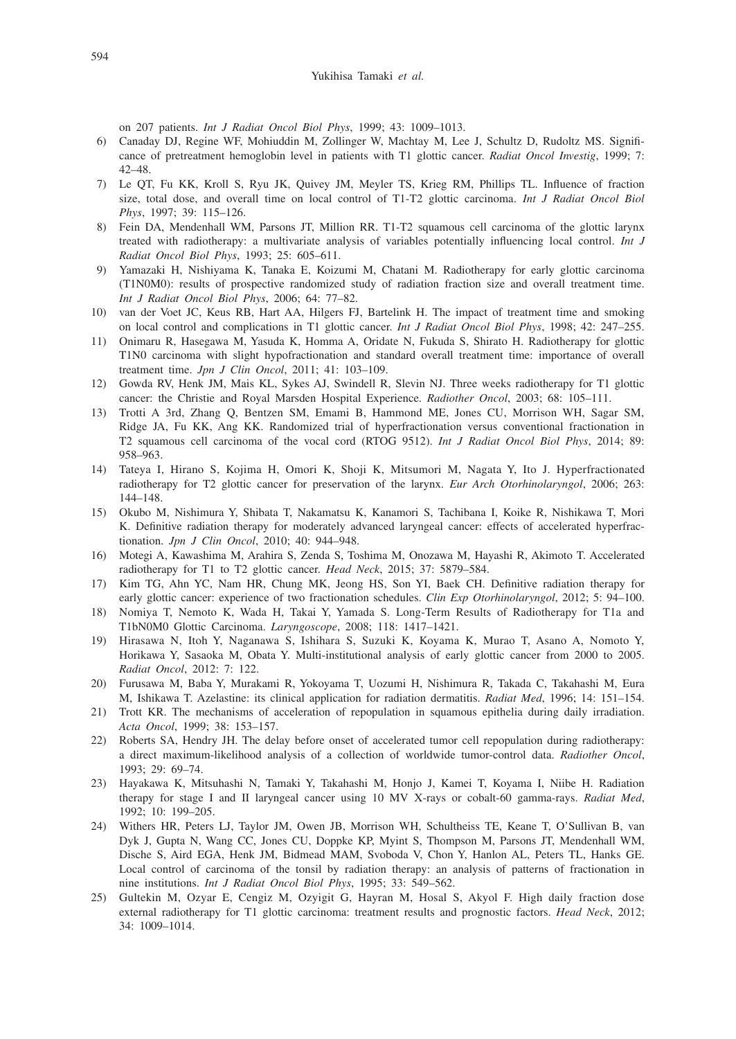on 207 patients. *Int J Radiat Oncol Biol Phys*, 1999; 43: 1009–1013.

6) Canaday DJ, Regine WF, Mohiuddin M, Zollinger W, Machtay M, Lee J, Schultz D, Rudoltz MS. Significance of pretreatment hemoglobin level in patients with T1 glottic cancer. *Radiat Oncol Investig*, 1999; 7: 42–48.
7) Le QT, Fu KK, Kroll S, Ryu JK, Quivey JM, Meyler TS, Krieg RM, Phillips TL. Influence of fraction size, total dose, and overall time on local control of T1-T2 glottic carcinoma. *Int J Radiat Oncol Biol Phys*, 1997; 39: 115–126.
8) Fein DA, Mendenhall WM, Parsons JT, Million RR. T1-T2 squamous cell carcinoma of the glottic larynx treated with radiotherapy: a multivariate analysis of variables potentially influencing local control. *Int J Radiat Oncol Biol Phys*, 1993; 25: 605–611.
9) Yamazaki H, Nishiyama K, Tanaka E, Koizumi M, Chatani M. Radiotherapy for early glottic carcinoma (T1N0M0): results of prospective randomized study of radiation fraction size and overall treatment time. *Int J Radiat Oncol Biol Phys*, 2006; 64: 77–82.
10) van der Voet JC, Keus RB, Hart AA, Hilgers FJ, Bartelink H. The impact of treatment time and smoking on local control and complications in T1 glottic cancer. *Int J Radiat Oncol Biol Phys*, 1998; 42: 247–255.
11) Onimaru R, Hasegawa M, Yasuda K, Homma A, Oridate N, Fukuda S, Shirato H. Radiotherapy for glottic T1N0 carcinoma with slight hypofractionation and standard overall treatment time: importance of overall treatment time. *Jpn J Clin Oncol*, 2011; 41: 103–109.
12) Gowda RV, Henk JM, Mais KL, Sykes AJ, Swindell R, Slevin NJ. Three weeks radiotherapy for T1 glottic cancer: the Christie and Royal Marsden Hospital Experience. *Radiother Oncol*, 2003; 68: 105–111.
13) Trotti A 3rd, Zhang Q, Bentzen SM, Emami B, Hammond ME, Jones CU, Morrison WH, Sagar SM, Ridge JA, Fu KK, Ang KK. Randomized trial of hyperfractionation versus conventional fractionation in T2 squamous cell carcinoma of the vocal cord (RTOG 9512). *Int J Radiat Oncol Biol Phys*, 2014; 89: 958–963.
14) Tateya I, Hirano S, Kojima H, Omori K, Shoji K, Mitsumori M, Nagata Y, Ito J. Hyperfractionated radiotherapy for T2 glottic cancer for preservation of the larynx. *Eur Arch Otorhinolaryngol*, 2006; 263: 144–148.
15) Okubo M, Nishimura Y, Shibata T, Nakamatsu K, Kanamori S, Tachibana I, Koike R, Nishikawa T, Mori K. Definitive radiation therapy for moderately advanced laryngeal cancer: effects of accelerated hyperfractionation. *Jpn J Clin Oncol*, 2010; 40: 944–948.
16) Motegi A, Kawashima M, Arahira S, Zenda S, Toshima M, Onozawa M, Hayashi R, Akimoto T. Accelerated radiotherapy for T1 to T2 glottic cancer. *Head Neck*, 2015; 37: 5879–584.
17) Kim TG, Ahn YC, Nam HR, Chung MK, Jeong HS, Son YI, Baek CH. Definitive radiation therapy for early glottic cancer: experience of two fractionation schedules. *Clin Exp Otorhinolaryngol*, 2012; 5: 94–100.
18) Nomiya T, Nemoto K, Wada H, Takai Y, Yamada S. Long-Term Results of Radiotherapy for T1a and T1bN0M0 Glottic Carcinoma. *Laryngoscope*, 2008; 118: 1417–1421.
19) Hirasawa N, Itoh Y, Naganawa S, Ishihara S, Suzuki K, Koyama K, Murao T, Asano A, Nomoto Y, Horikawa Y, Sasaoka M, Obata Y. Multi-institutional analysis of early glottic cancer from 2000 to 2005. *Radiat Oncol*, 2012: 7: 122.
20) Furusawa M, Baba Y, Murakami R, Yokoyama T, Uozumi H, Nishimura R, Takada C, Takahashi M, Eura M, Ishikawa T. Azelastine: its clinical application for radiation dermatitis. *Radiat Med*, 1996; 14: 151–154.
21) Trott KR. The mechanisms of acceleration of repopulation in squamous epithelia during daily irradiation. *Acta Oncol*, 1999; 38: 153–157.
22) Roberts SA, Hendry JH. The delay before onset of accelerated tumor cell repopulation during radiotherapy: a direct maximum-likelihood analysis of a collection of worldwide tumor-control data. *Radiother Oncol*, 1993; 29: 69–74.
23) Hayakawa K, Mitsuhashi N, Tamaki Y, Takahashi M, Honjo J, Kamei T, Koyama I, Niibe H. Radiation therapy for stage I and II laryngeal cancer using 10 MV X-rays or cobalt-60 gamma-rays. *Radiat Med*, 1992; 10: 199–205.
24) Withers HR, Peters LJ, Taylor JM, Owen JB, Morrison WH, Schultheiss TE, Keane T, O'Sullivan B, van Dyk J, Gupta N, Wang CC, Jones CU, Doppke KP, Myint S, Thompson M, Parsons JT, Mendenhall WM, Dische S, Aird EGA, Henk JM, Bidmead MAM, Svoboda V, Chon Y, Hanlon AL, Peters TL, Hanks GE. Local control of carcinoma of the tonsil by radiation therapy: an analysis of patterns of fractionation in nine institutions. *Int J Radiat Oncol Biol Phys*, 1995; 33: 549–562.
25) Gultekin M, Ozyar E, Cengiz M, Ozyigit G, Hayran M, Hosal S, Akyol F. High daily fraction dose external radiotherapy for T1 glottic carcinoma: treatment results and prognostic factors. *Head Neck*, 2012; 34: 1009–1014.